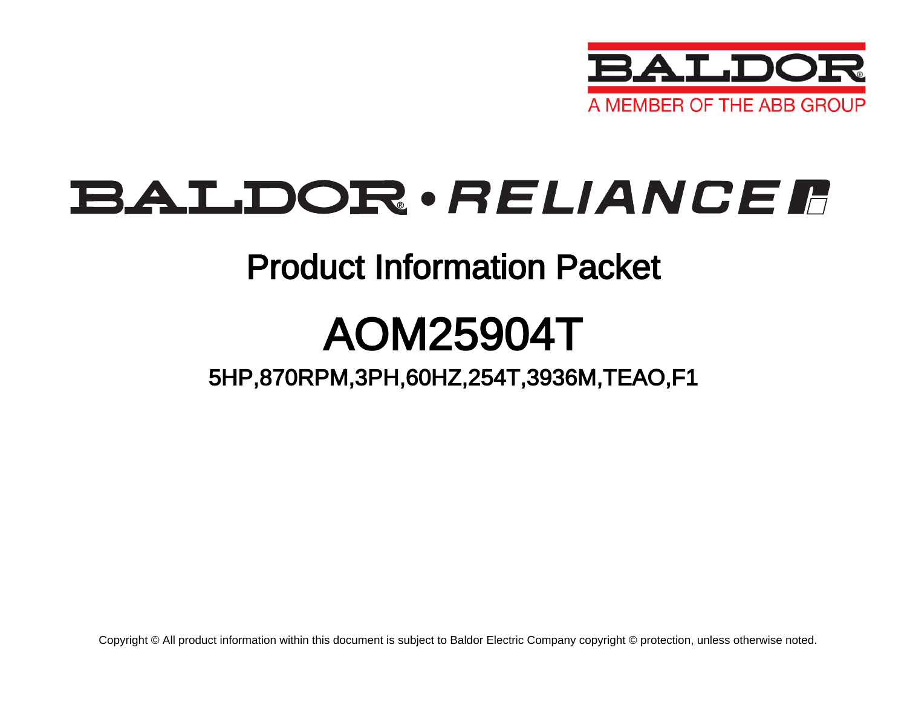BALDOR

A MEMBER OF THE ABB GROUP

BALDOR • RELIANCE

# Product Information Packet

# AOM25904T

## 5HP,870RPM,3PH,60HZ,254T,3936M,TEAO,F1

Copyright © All product information within this document is subject to Baldor Electric Company copyright © protection, unless otherwise noted.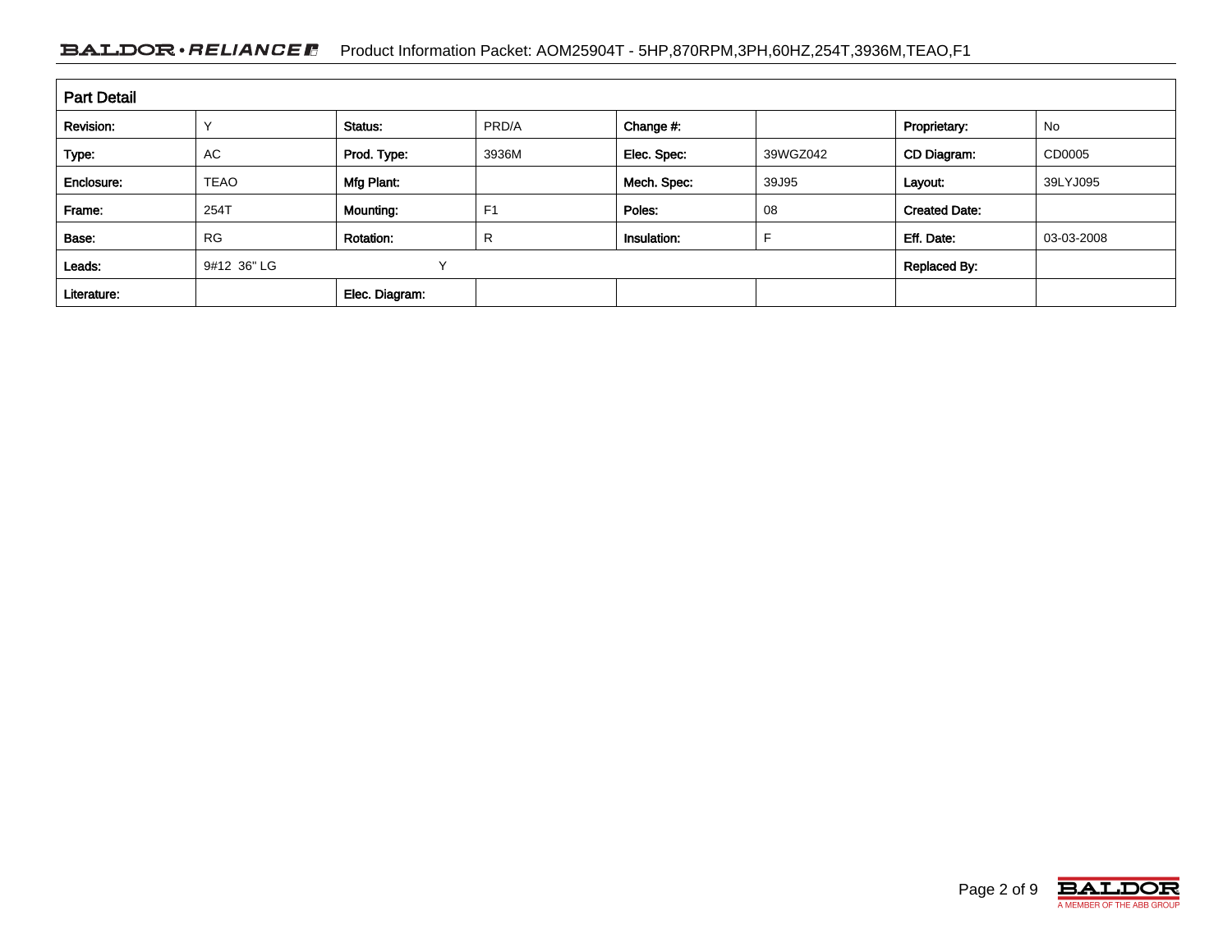## Part Detail

| Part Detail | | | | | | | |
|---|---|---|---|---|---|---|---|
| Revision: | Y | Status: | PRD/A | Change #: | | Proprietary: | No |
| Type: | AC | Prod. Type: | 3936M | Elec. Spec: | 39WGZ042 | CD Diagram: | CD0005 |
| Enclosure: | TEAO | Mfg Plant: | | Mech. Spec: | 39J95 | Layout: | 39LYJ095 |
| Frame: | 254T | Mounting: | F1 | Poles: | 08 | Created Date: | |
| Base: | RG | Rotation: | R | Insulation: | F | Eff. Date: | 03-03-2008 |
| Leads: | 9#12 36" LG | | Y | | | Replaced By: | |
| Literature: | | Elec. Diagram: | | | | | |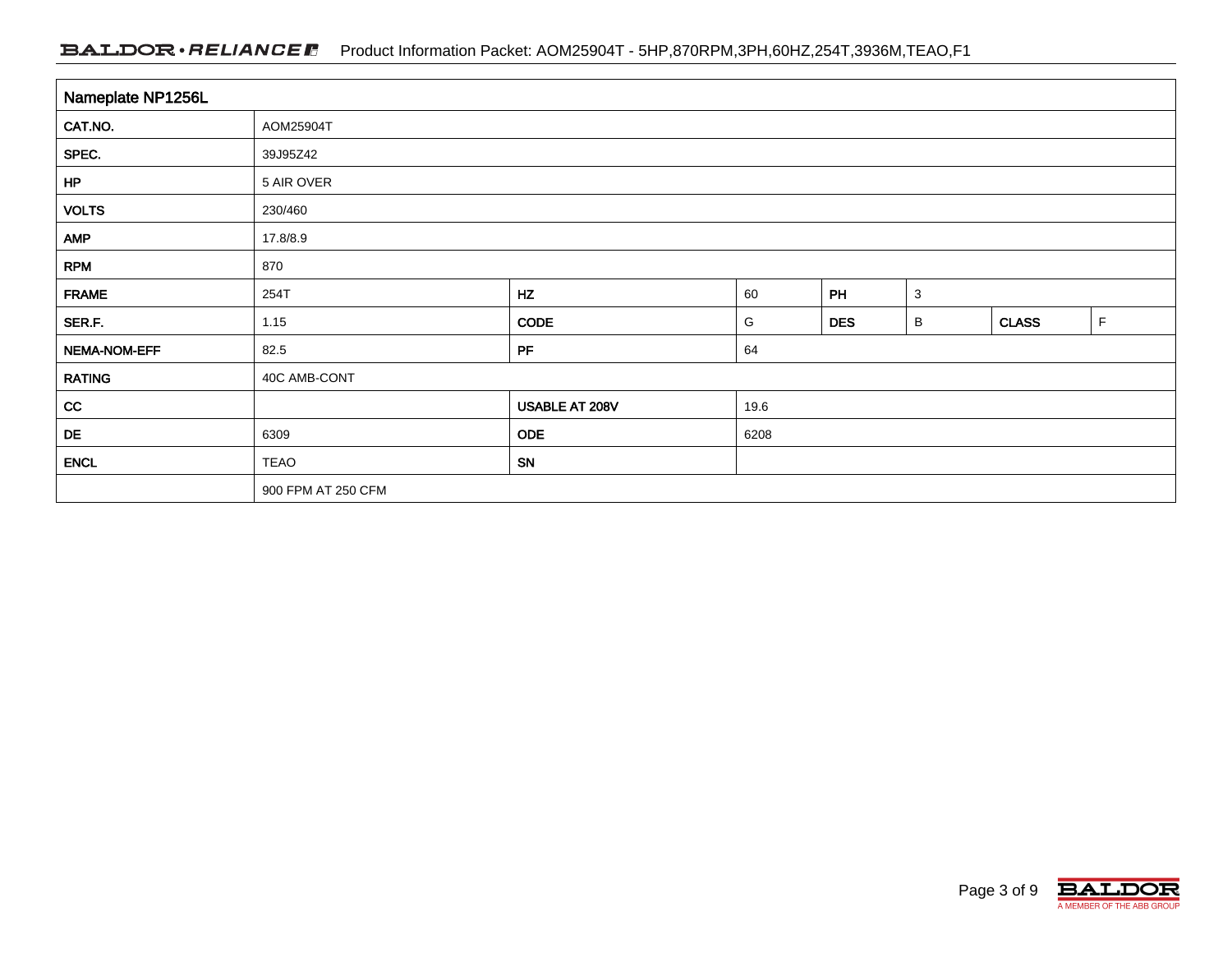| Nameplate NP1256L | | | | | | | |
|---|---|---|---|---|---|---|---|
| CAT.NO. | AOM25904T | | | | | | |
| SPEC. | 39J95Z42 | | | | | | |
| HP | 5 AIR OVER | | | | | | |
| VOLTS | 230/460 | | | | | | |
| AMP | 17.8/8.9 | | | | | | |
| RPM | 870 | | | | | | |
| FRAME | 254T | HZ | 60 | PH | 3 | | |
| SER.F. | 1.15 | CODE | G | DES | B | CLASS | F |
| NEMA-NOM-EFF | 82.5 | PF | 64 | | | | |
| RATING | 40C AMB-CONT | | | | | | |
| CC | | USABLE AT 208V | 19.6 | | | | |
| DE | 6309 | ODE | 6208 | | | | |
| ENCL | TEAO | SN | | | | | |
| | 900 FPM AT 250 CFM | | | | | | |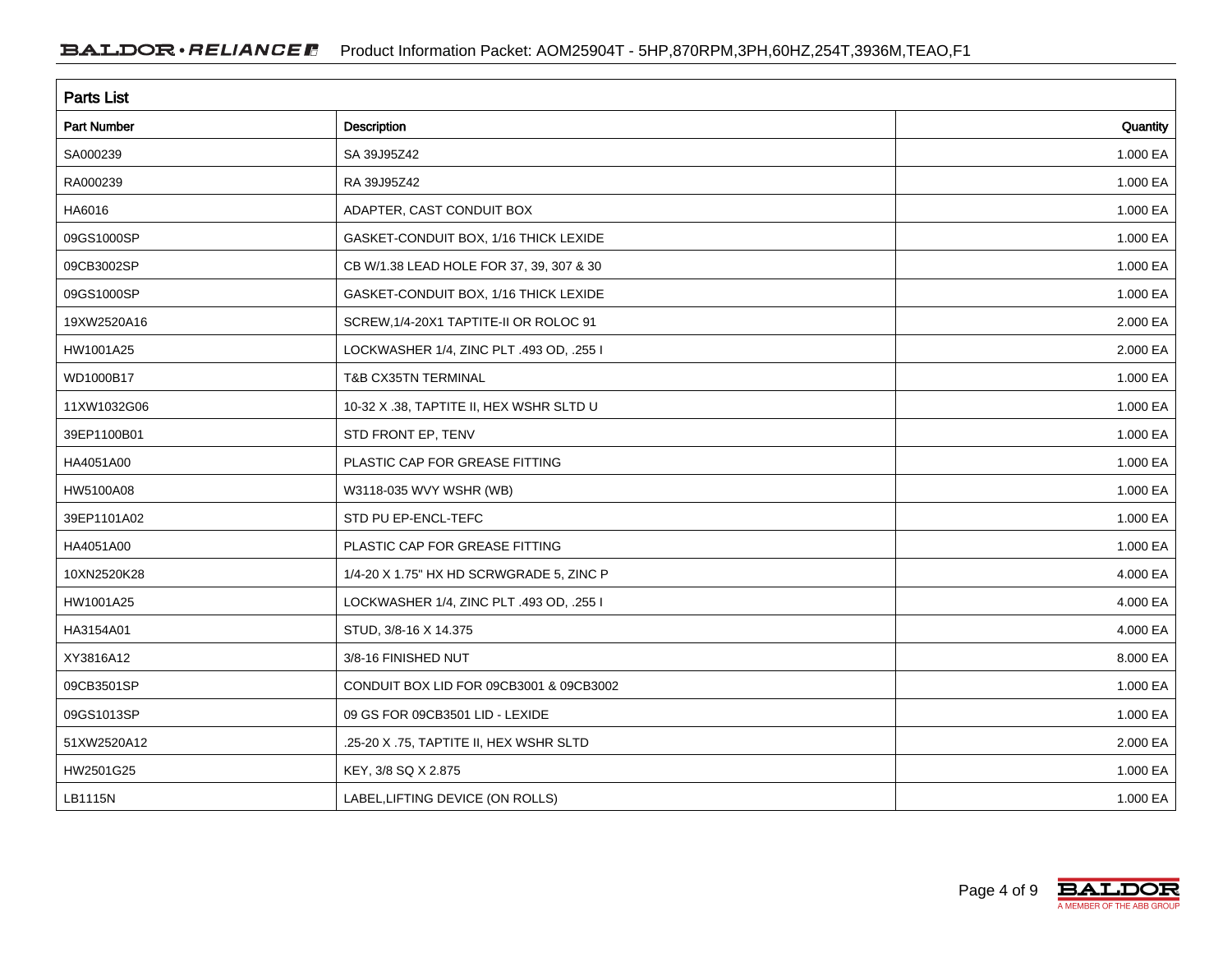## Parts List

| Part Number | Description | Quantity |
|---|---|---|
| SA000239 | SA 39J95Z42 | 1.000 EA |
| RA000239 | RA 39J95Z42 | 1.000 EA |
| HA6016 | ADAPTER, CAST CONDUIT BOX | 1.000 EA |
| 09GS1000SP | GASKET-CONDUIT BOX, 1/16 THICK LEXIDE | 1.000 EA |
| 09CB3002SP | CB W/1.38 LEAD HOLE FOR 37, 39, 307 & 30 | 1.000 EA |
| 09GS1000SP | GASKET-CONDUIT BOX, 1/16 THICK LEXIDE | 1.000 EA |
| 19XW2520A16 | SCREW,1/4-20X1 TAPTITE-II OR ROLOC 91 | 2.000 EA |
| HW1001A25 | LOCKWASHER 1/4, ZINC PLT .493 OD, .255 I | 2.000 EA |
| WD1000B17 | T&B CX35TN TERMINAL | 1.000 EA |
| 11XW1032G06 | 10-32 X .38, TAPTITE II, HEX WSHR SLTD U | 1.000 EA |
| 39EP1100B01 | STD FRONT EP, TENV | 1.000 EA |
| HA4051A00 | PLASTIC CAP FOR GREASE FITTING | 1.000 EA |
| HW5100A08 | W3118-035 WVY WSHR (WB) | 1.000 EA |
| 39EP1101A02 | STD PU EP-ENCL-TEFC | 1.000 EA |
| HA4051A00 | PLASTIC CAP FOR GREASE FITTING | 1.000 EA |
| 10XN2520K28 | 1/4-20 X 1.75" HX HD SCRWGRADE 5, ZINC P | 4.000 EA |
| HW1001A25 | LOCKWASHER 1/4, ZINC PLT .493 OD, .255 I | 4.000 EA |
| HA3154A01 | STUD, 3/8-16 X 14.375 | 4.000 EA |
| XY3816A12 | 3/8-16 FINISHED NUT | 8.000 EA |
| 09CB3501SP | CONDUIT BOX LID FOR 09CB3001 & 09CB3002 | 1.000 EA |
| 09GS1013SP | 09 GS FOR 09CB3501 LID - LEXIDE | 1.000 EA |
| 51XW2520A12 | .25-20 X .75, TAPTITE II, HEX WSHR SLTD | 2.000 EA |
| HW2501G25 | KEY, 3/8 SQ X 2.875 | 1.000 EA |
| LB1115N | LABEL,LIFTING DEVICE (ON ROLLS) | 1.000 EA |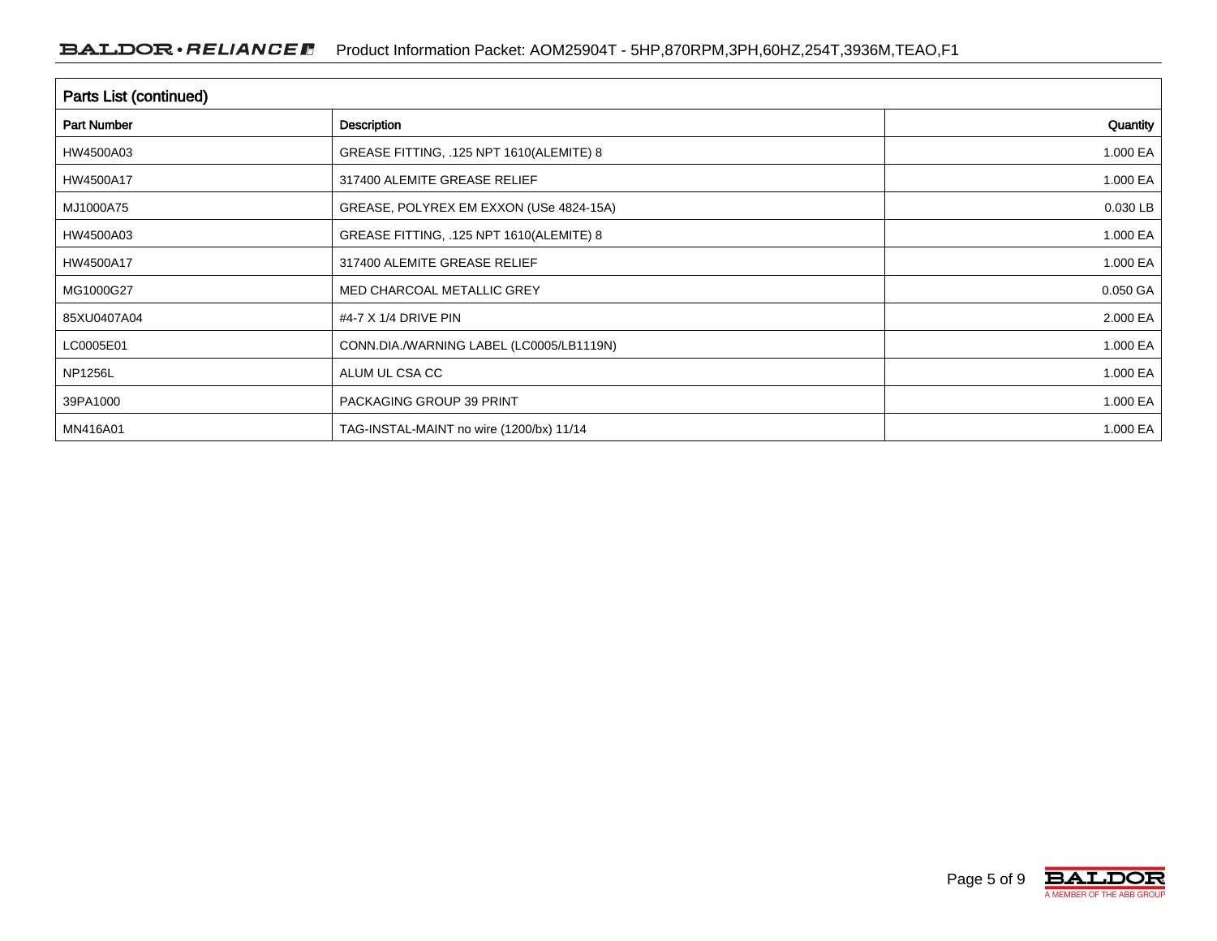## Parts List (continued)

| Part Number | Description | Quantity |
| --- | --- | --- |
| HW4500A03 | GREASE FITTING, .125 NPT 1610(ALEMITE) 8 | 1.000 EA |
| HW4500A17 | 317400 ALEMITE GREASE RELIEF | 1.000 EA |
| MJ1000A75 | GREASE, POLYREX EM EXXON (USe 4824-15A) | 0.030 LB |
| HW4500A03 | GREASE FITTING, .125 NPT 1610(ALEMITE) 8 | 1.000 EA |
| HW4500A17 | 317400 ALEMITE GREASE RELIEF | 1.000 EA |
| MG1000G27 | MED CHARCOAL METALLIC GREY | 0.050 GA |
| 85XU0407A04 | #4-7 X 1/4 DRIVE PIN | 2.000 EA |
| LC0005E01 | CONN.DIA./WARNING LABEL (LC0005/LB1119N) | 1.000 EA |
| NP1256L | ALUM UL CSA CC | 1.000 EA |
| 39PA1000 | PACKAGING GROUP 39 PRINT | 1.000 EA |
| MN416A01 | TAG-INSTAL-MAINT no wire (1200/bx) 11/14 | 1.000 EA |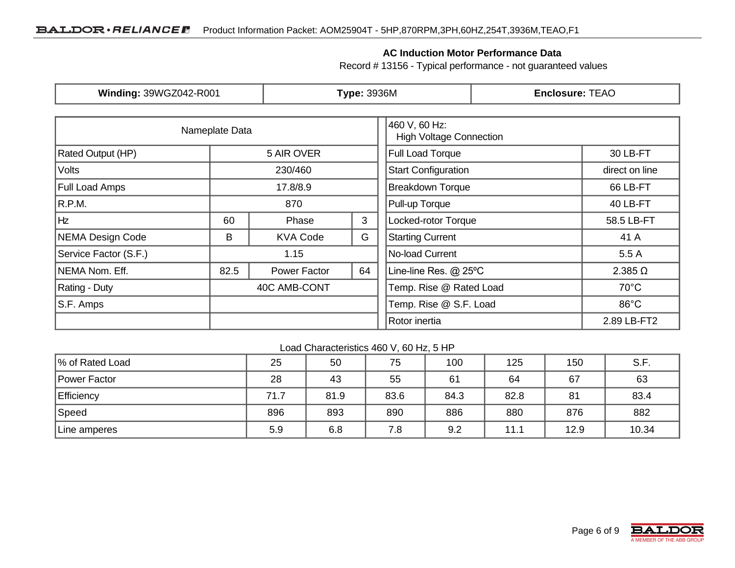## AC Induction Motor Performance Data

Record # 13156 - Typical performance - not guaranteed values

| **Winding:** 39WGZ042-R001 | **Type:** 3936M | **Enclosure:** TEAO |
|---|---|---|

| Nameplate Data | | | |
|---|---|---|---|
| Rated Output (HP) | 5 AIR OVER | | |
| Volts | 230/460 | | |
| Full Load Amps | 17.8/8.9 | | |
| R.P.M. | 870 | | |
| Hz | 60 | Phase | 3 |
| NEMA Design Code | B | KVA Code | G |
| Service Factor (S.F.) | 1.15 | | |
| NEMA Nom. Eff. | 82.5 | Power Factor | 64 |
| Rating - Duty | 40C AMB-CONT | | |
| S.F. Amps | | | |
| | | | |

| 460 V, 60 Hz: High Voltage Connection | |
|---|---|
| Full Load Torque | 30 LB-FT |
| Start Configuration | direct on line |
| Breakdown Torque | 66 LB-FT |
| Pull-up Torque | 40 LB-FT |
| Locked-rotor Torque | 58.5 LB-FT |
| Starting Current | 41 A |
| No-load Current | 5.5 A |
| Line-line Res. @ 25ºC | 2.385 Ω |
| Temp. Rise @ Rated Load | 70°C |
| Temp. Rise @ S.F. Load | 86°C |
| Rotor inertia | 2.89 LB-FT2 |

Load Characteristics 460 V, 60 Hz, 5 HP

| % of Rated Load | 25 | 50 | 75 | 100 | 125 | 150 | S.F. |
|---|---|---|---|---|---|---|---|
| Power Factor | 28 | 43 | 55 | 61 | 64 | 67 | 63 |
| Efficiency | 71.7 | 81.9 | 83.6 | 84.3 | 82.8 | 81 | 83.4 |
| Speed | 896 | 893 | 890 | 886 | 880 | 876 | 882 |
| Line amperes | 5.9 | 6.8 | 7.8 | 9.2 | 11.1 | 12.9 | 10.34 |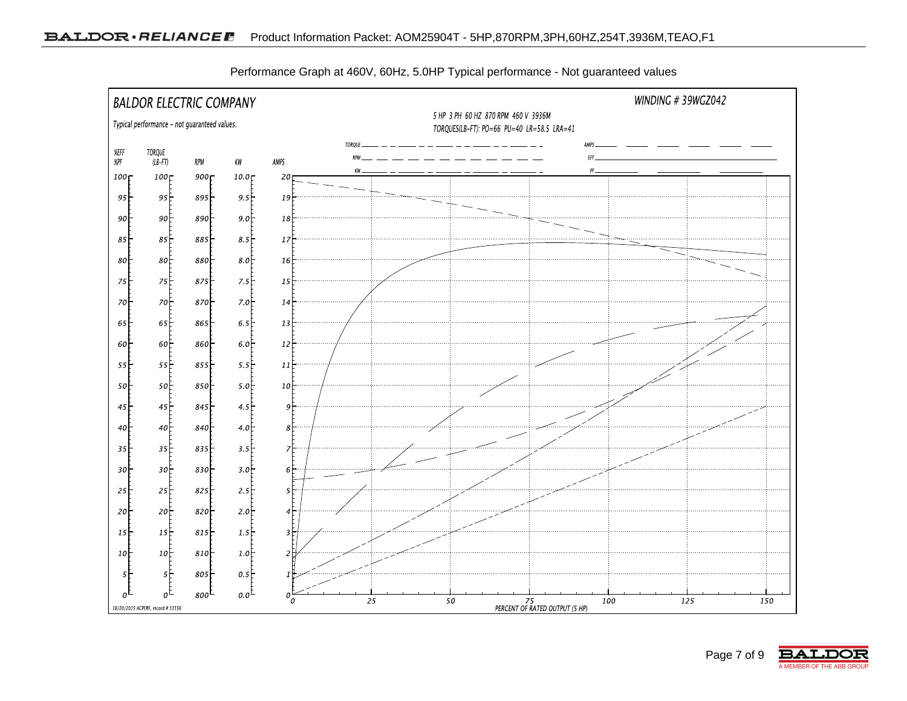Performance Graph at 460V, 60Hz, 5.0HP Typical performance - Not guaranteed values

BALDOR ELECTRIC COMPANY

WINDING # 39WGZ042

Typical performance - not guaranteed values.

5 HP 3 PH 60 HZ 870 RPM 460 V 3936M

TORQUES(LB-FT): PO=66 PU=40 LR=58.5 LRA=41

TORQUE, RPM, KW, AMPS, EFF, PF

| %EFF %PF | TORQUE (LB-FT) | RPM | KW | AMPS |
|---|---|---|---|---|
| 100 | 100 | 900 | 10.0 | 20 |
| 95 | 95 | 895 | 9.5 | 19 |
| 90 | 90 | 890 | 9.0 | 18 |
| 85 | 85 | 885 | 8.5 | 17 |
| 80 | 80 | 880 | 8.0 | 16 |
| 75 | 75 | 875 | 7.5 | 15 |
| 70 | 70 | 870 | 7.0 | 14 |
| 65 | 65 | 865 | 6.5 | 13 |
| 60 | 60 | 860 | 6.0 | 12 |
| 55 | 55 | 855 | 5.5 | 11 |
| 50 | 50 | 850 | 5.0 | 10 |
| 45 | 45 | 845 | 4.5 | 9 |
| 40 | 40 | 840 | 4.0 | 8 |
| 35 | 35 | 835 | 3.5 | 7 |
| 30 | 30 | 830 | 3.0 | 6 |
| 25 | 25 | 825 | 2.5 | 5 |
| 20 | 20 | 820 | 2.0 | 4 |
| 15 | 15 | 815 | 1.5 | 3 |
| 10 | 10 | 810 | 1.0 | 2 |
| 5 | 5 | 805 | 0.5 | 1 |
| 0 | 0 | 800 | 0.0 | 0 |

PERCENT OF RATED OUTPUT (5 HP): 0, 25, 50, 75, 100, 125, 150

10/20/2015 ACPERF, record # 13156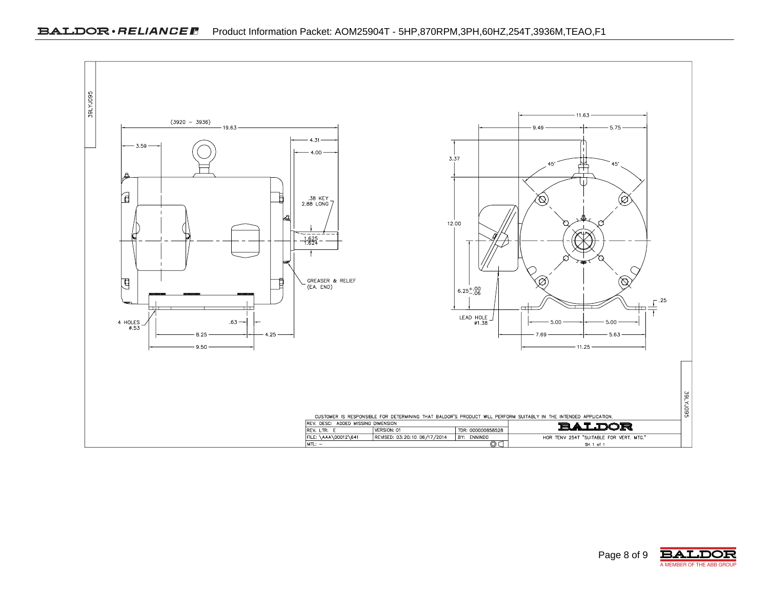39LYJ095

(3920 – 3936)
19.63
3.59
4.31
4.00
.38 KEY
2.88 LONG
1.625
1.624
GREASER & RELIEF
(EA. END)
4 HOLES
ø.53
.63
8.25
4.25
9.50

11.63
9.49
5.75
3.37
45°
45°
12.00
$6.25^{+.00}_{-.06}$
LEAD HOLE
ø1.38
.25
5.00
5.00
7.69
5.63
11.25

39LYJ095

CUSTOMER IS RESPONSIBLE FOR DETERMINING THAT BALDOR'S PRODUCT WILL PERFORM SUITABLY IN THE INTENDED APPLICATION.

| REV. DESC: ADDED MISSING DIMENSION | | | BALDOR |
|---|---|---|---|
| REV. LTR: E | VERSION: 01 | TDR: 000000858528 | |
| FILE: \AAA\00012\641 | REVISED: 03:20:10 06/17/2014 | BY: ENNINDO | HOR TENV 254T "SUITABLE FOR VERT. MTG." |
| MTL: – | | | SH 1 of 1 |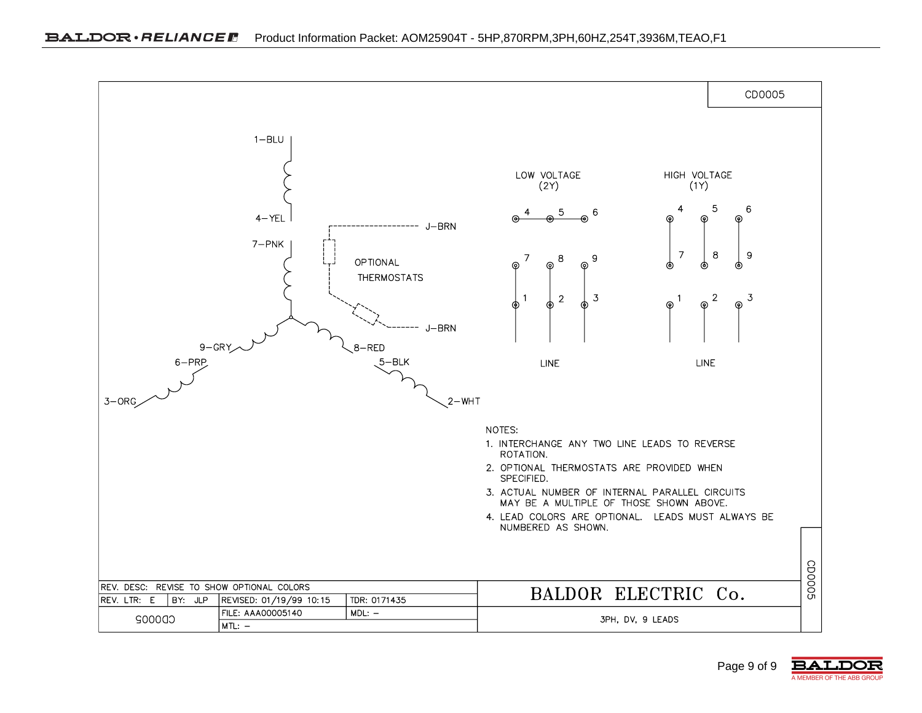CD0005

1-BLU

4-YEL

7-PNK

9-GRY

6-PRP

3-ORG

8-RED

5-BLK

2-WHT

J-BRN

OPTIONAL

THERMOSTATS

J-BRN

LOW VOLTAGE
(2Y)

4 5 6

7 8 9

1 2 3

LINE

HIGH VOLTAGE
(1Y)

4 5 6

7 8 9

1 2 3

LINE

NOTES:

1. INTERCHANGE ANY TWO LINE LEADS TO REVERSE ROTATION.
2. OPTIONAL THERMOSTATS ARE PROVIDED WHEN SPECIFIED.
3. ACTUAL NUMBER OF INTERNAL PARALLEL CIRCUITS MAY BE A MULTIPLE OF THOSE SHOWN ABOVE.
4. LEAD COLORS ARE OPTIONAL. LEADS MUST ALWAYS BE NUMBERED AS SHOWN.

| | | | | |
|---|---|---|---|---|
| REV. DESC: REVISE TO SHOW OPTIONAL COLORS | | | | BALDOR ELECTRIC Co. |
| REV. LTR: E | BY: JLP | REVISED: 01/19/99 10:15 | TDR: 0171435 | |
| CD0005 | | FILE: AAA00005140 | MDL: – | 3PH, DV, 9 LEADS |
| | | MTL: – | | |

CD0005